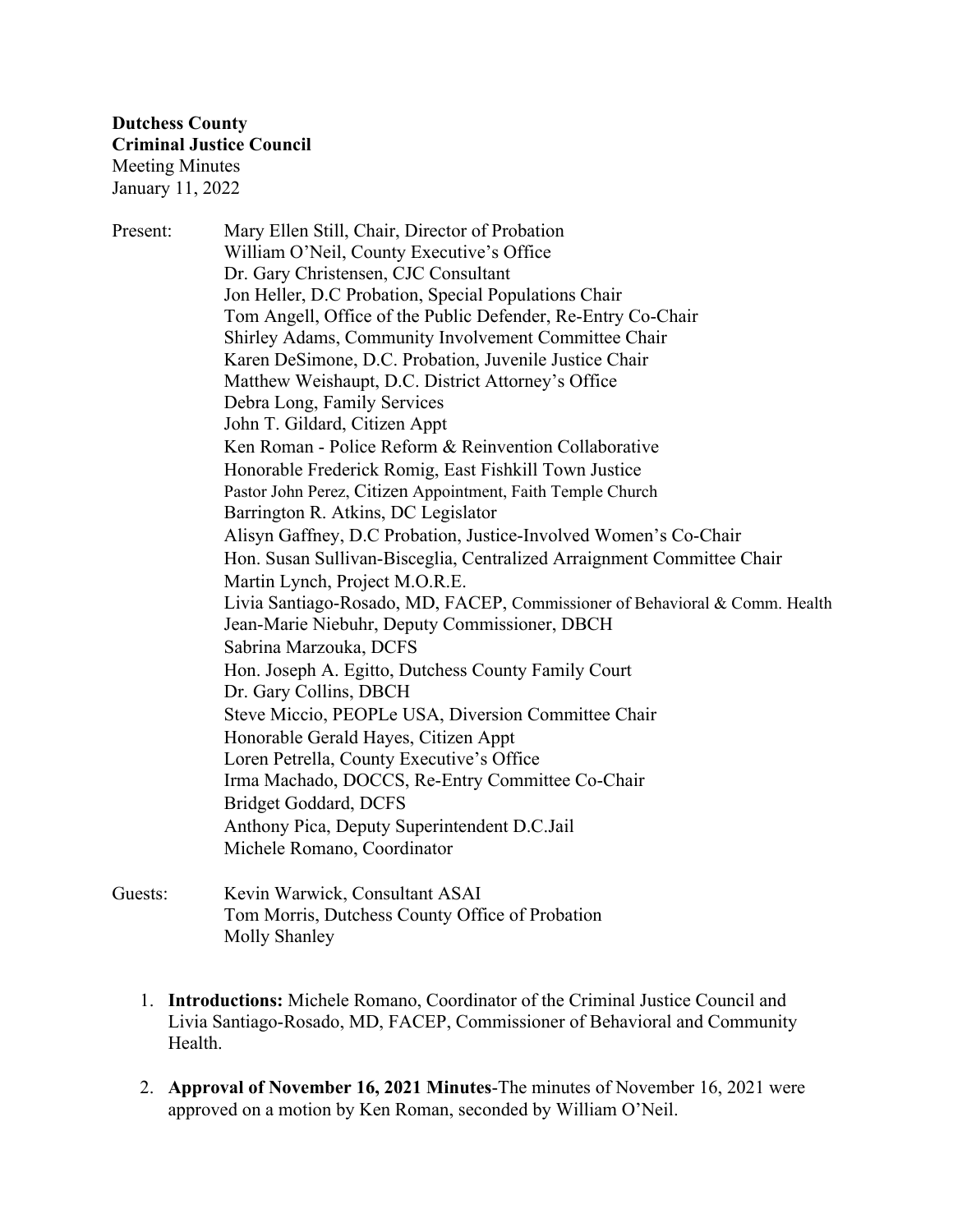**Dutchess County**
**Criminal Justice Council**
Meeting Minutes
January 11, 2022

Present:
Mary Ellen Still, Chair, Director of Probation
William O'Neil, County Executive's Office
Dr. Gary Christensen, CJC Consultant
Jon Heller, D.C Probation, Special Populations Chair
Tom Angell, Office of the Public Defender, Re-Entry Co-Chair
Shirley Adams, Community Involvement Committee Chair
Karen DeSimone, D.C. Probation, Juvenile Justice Chair
Matthew Weishaupt, D.C. District Attorney's Office
Debra Long, Family Services
John T. Gildard, Citizen Appt
Ken Roman - Police Reform & Reinvention Collaborative
Honorable Frederick Romig, East Fishkill Town Justice
Pastor John Perez, Citizen Appointment, Faith Temple Church
Barrington R. Atkins, DC Legislator
Alisyn Gaffney, D.C Probation, Justice-Involved Women's Co-Chair
Hon. Susan Sullivan-Bisceglia, Centralized Arraignment Committee Chair
Martin Lynch, Project M.O.R.E.
Livia Santiago-Rosado, MD, FACEP, Commissioner of Behavioral & Comm. Health
Jean-Marie Niebuhr, Deputy Commissioner, DBCH
Sabrina Marzouka, DCFS
Hon. Joseph A. Egitto, Dutchess County Family Court
Dr. Gary Collins, DBCH
Steve Miccio, PEOPLe USA, Diversion Committee Chair
Honorable Gerald Hayes, Citizen Appt
Loren Petrella, County Executive's Office
Irma Machado, DOCCS, Re-Entry Committee Co-Chair
Bridget Goddard, DCFS
Anthony Pica, Deputy Superintendent D.C.Jail
Michele Romano, Coordinator

Guests:
Kevin Warwick, Consultant ASAI
Tom Morris, Dutchess County Office of Probation
Molly Shanley

1. **Introductions:** Michele Romano, Coordinator of the Criminal Justice Council and Livia Santiago-Rosado, MD, FACEP, Commissioner of Behavioral and Community Health.

2. **Approval of November 16, 2021 Minutes**-The minutes of November 16, 2021 were approved on a motion by Ken Roman, seconded by William O'Neil.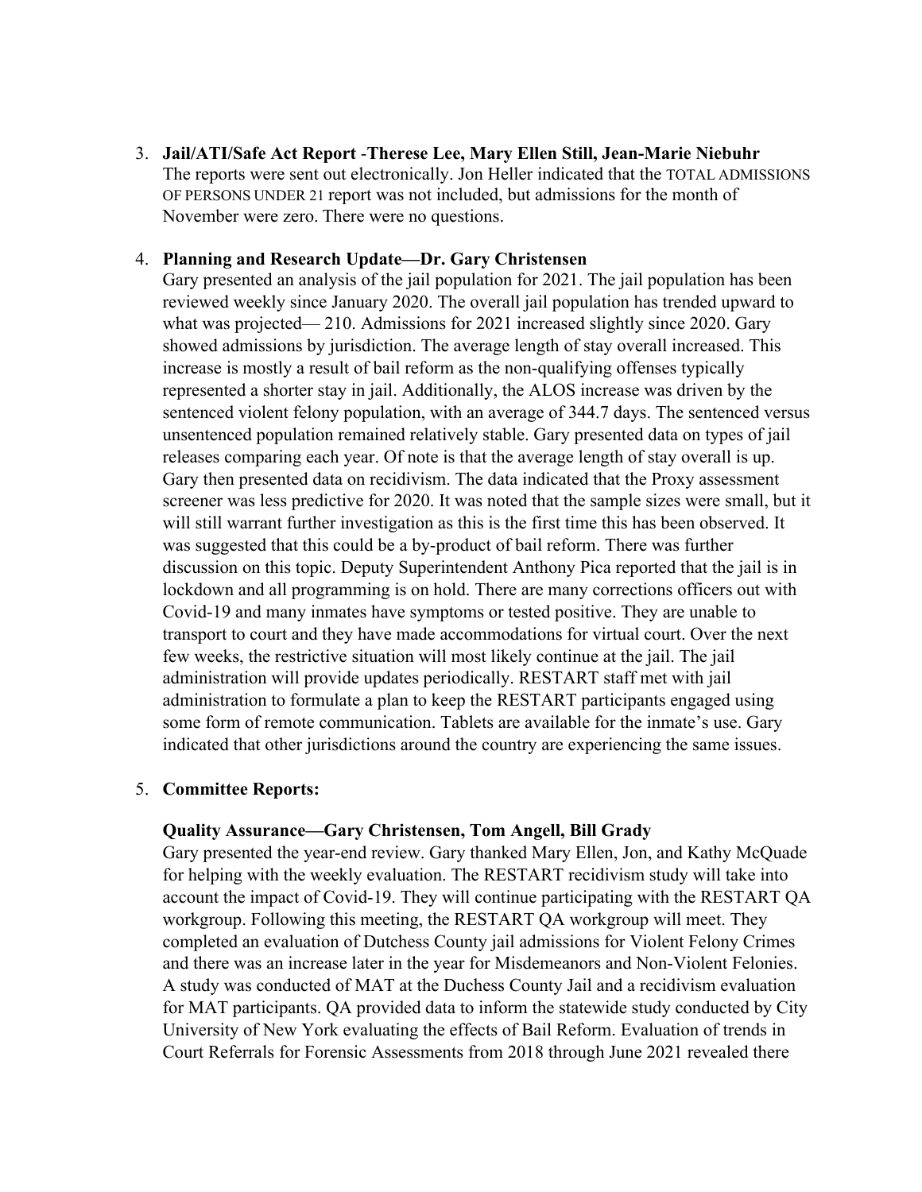3. **Jail/ATI/Safe Act Report** -**Therese Lee, Mary Ellen Still, Jean-Marie Niebuhr**
   The reports were sent out electronically. Jon Heller indicated that the TOTAL ADMISSIONS OF PERSONS UNDER 21 report was not included, but admissions for the month of November were zero. There were no questions.

4. **Planning and Research Update—Dr. Gary Christensen**
   Gary presented an analysis of the jail population for 2021. The jail population has been reviewed weekly since January 2020. The overall jail population has trended upward to what was projected— 210. Admissions for 2021 increased slightly since 2020. Gary showed admissions by jurisdiction. The average length of stay overall increased. This increase is mostly a result of bail reform as the non-qualifying offenses typically represented a shorter stay in jail. Additionally, the ALOS increase was driven by the sentenced violent felony population, with an average of 344.7 days. The sentenced versus unsentenced population remained relatively stable. Gary presented data on types of jail releases comparing each year. Of note is that the average length of stay overall is up. Gary then presented data on recidivism. The data indicated that the Proxy assessment screener was less predictive for 2020. It was noted that the sample sizes were small, but it will still warrant further investigation as this is the first time this has been observed. It was suggested that this could be a by-product of bail reform. There was further discussion on this topic. Deputy Superintendent Anthony Pica reported that the jail is in lockdown and all programming is on hold. There are many corrections officers out with Covid-19 and many inmates have symptoms or tested positive. They are unable to transport to court and they have made accommodations for virtual court. Over the next few weeks, the restrictive situation will most likely continue at the jail. The jail administration will provide updates periodically. RESTART staff met with jail administration to formulate a plan to keep the RESTART participants engaged using some form of remote communication. Tablets are available for the inmate's use. Gary indicated that other jurisdictions around the country are experiencing the same issues.

5. **Committee Reports:**

   **Quality Assurance—Gary Christensen, Tom Angell, Bill Grady**
   Gary presented the year-end review. Gary thanked Mary Ellen, Jon, and Kathy McQuade for helping with the weekly evaluation. The RESTART recidivism study will take into account the impact of Covid-19. They will continue participating with the RESTART QA workgroup. Following this meeting, the RESTART QA workgroup will meet. They completed an evaluation of Dutchess County jail admissions for Violent Felony Crimes and there was an increase later in the year for Misdemeanors and Non-Violent Felonies. A study was conducted of MAT at the Duchess County Jail and a recidivism evaluation for MAT participants. QA provided data to inform the statewide study conducted by City University of New York evaluating the effects of Bail Reform. Evaluation of trends in Court Referrals for Forensic Assessments from 2018 through June 2021 revealed there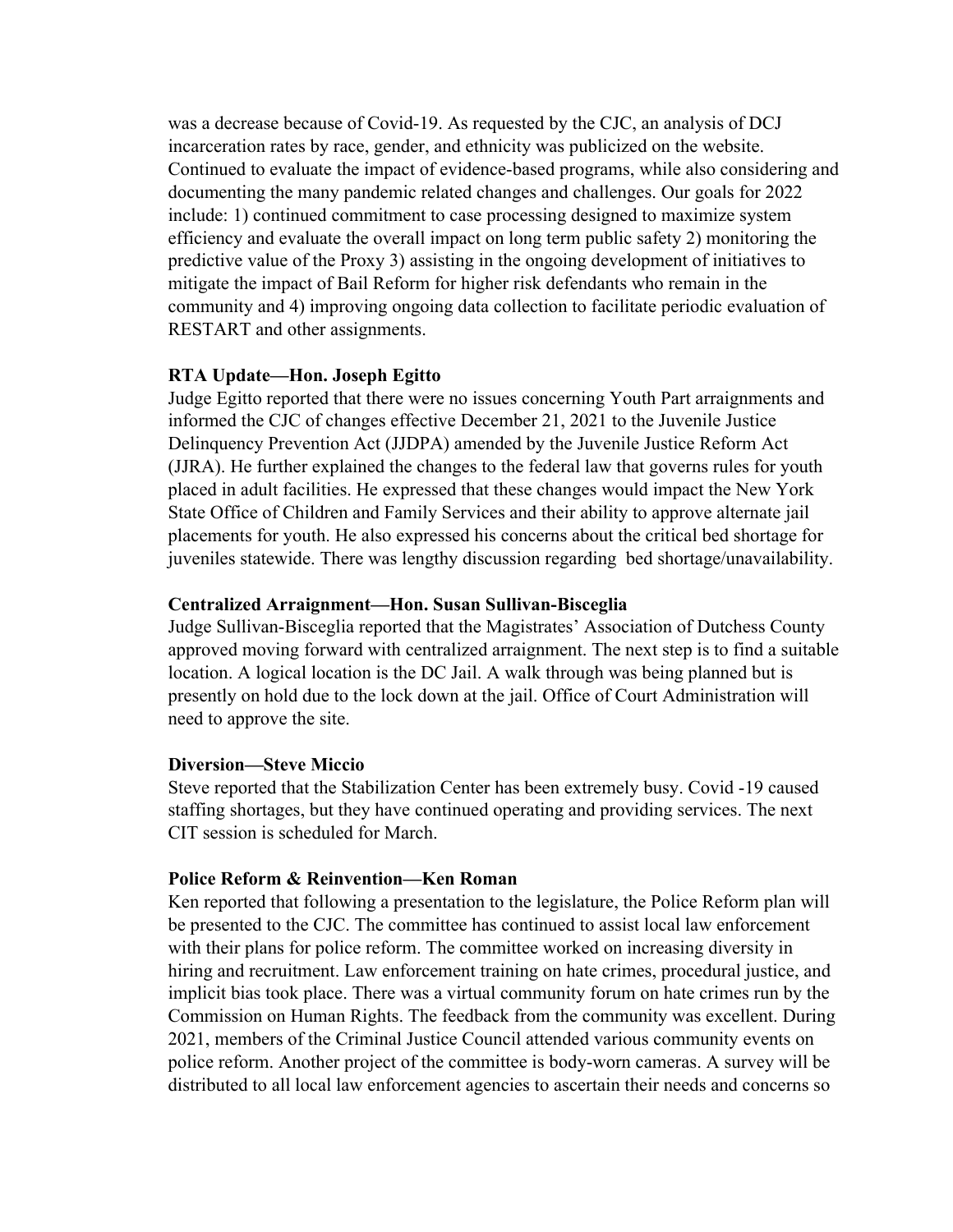was a decrease because of Covid-19. As requested by the CJC, an analysis of DCJ incarceration rates by race, gender, and ethnicity was publicized on the website. Continued to evaluate the impact of evidence-based programs, while also considering and documenting the many pandemic related changes and challenges. Our goals for 2022 include: 1) continued commitment to case processing designed to maximize system efficiency and evaluate the overall impact on long term public safety 2) monitoring the predictive value of the Proxy 3) assisting in the ongoing development of initiatives to mitigate the impact of Bail Reform for higher risk defendants who remain in the community and 4) improving ongoing data collection to facilitate periodic evaluation of RESTART and other assignments.

**RTA Update—Hon. Joseph Egitto**

Judge Egitto reported that there were no issues concerning Youth Part arraignments and informed the CJC of changes effective December 21, 2021 to the Juvenile Justice Delinquency Prevention Act (JJDPA) amended by the Juvenile Justice Reform Act (JJRA). He further explained the changes to the federal law that governs rules for youth placed in adult facilities. He expressed that these changes would impact the New York State Office of Children and Family Services and their ability to approve alternate jail placements for youth. He also expressed his concerns about the critical bed shortage for juveniles statewide. There was lengthy discussion regarding bed shortage/unavailability.

**Centralized Arraignment—Hon. Susan Sullivan-Bisceglia**

Judge Sullivan-Bisceglia reported that the Magistrates' Association of Dutchess County approved moving forward with centralized arraignment. The next step is to find a suitable location. A logical location is the DC Jail. A walk through was being planned but is presently on hold due to the lock down at the jail. Office of Court Administration will need to approve the site.

**Diversion—Steve Miccio**

Steve reported that the Stabilization Center has been extremely busy. Covid -19 caused staffing shortages, but they have continued operating and providing services. The next CIT session is scheduled for March.

**Police Reform & Reinvention—Ken Roman**

Ken reported that following a presentation to the legislature, the Police Reform plan will be presented to the CJC. The committee has continued to assist local law enforcement with their plans for police reform. The committee worked on increasing diversity in hiring and recruitment. Law enforcement training on hate crimes, procedural justice, and implicit bias took place. There was a virtual community forum on hate crimes run by the Commission on Human Rights. The feedback from the community was excellent. During 2021, members of the Criminal Justice Council attended various community events on police reform. Another project of the committee is body-worn cameras. A survey will be distributed to all local law enforcement agencies to ascertain their needs and concerns so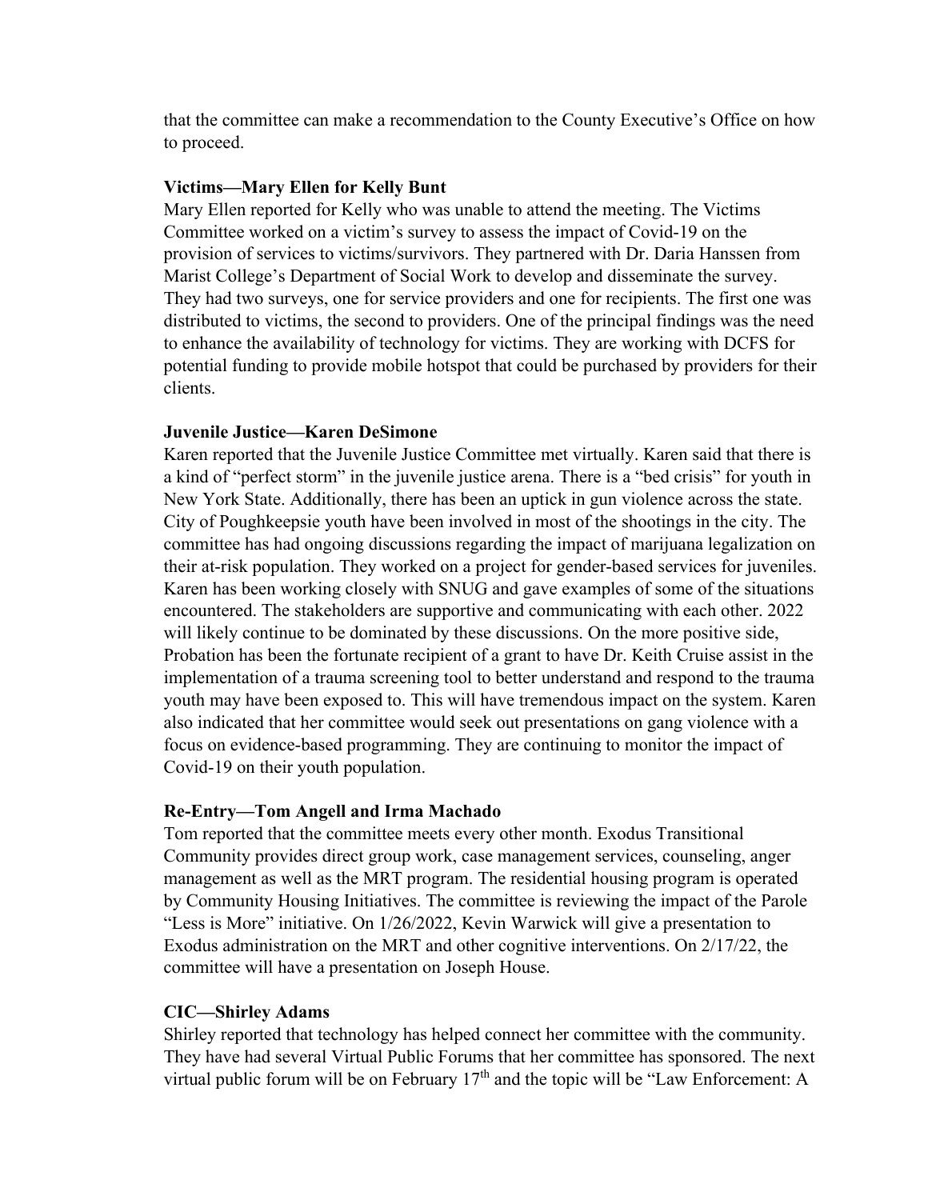that the committee can make a recommendation to the County Executive's Office on how to proceed.

**Victims—Mary Ellen for Kelly Bunt**

Mary Ellen reported for Kelly who was unable to attend the meeting. The Victims Committee worked on a victim's survey to assess the impact of Covid-19 on the provision of services to victims/survivors. They partnered with Dr. Daria Hanssen from Marist College's Department of Social Work to develop and disseminate the survey. They had two surveys, one for service providers and one for recipients. The first one was distributed to victims, the second to providers. One of the principal findings was the need to enhance the availability of technology for victims. They are working with DCFS for potential funding to provide mobile hotspot that could be purchased by providers for their clients.

**Juvenile Justice—Karen DeSimone**

Karen reported that the Juvenile Justice Committee met virtually. Karen said that there is a kind of "perfect storm" in the juvenile justice arena. There is a "bed crisis" for youth in New York State. Additionally, there has been an uptick in gun violence across the state. City of Poughkeepsie youth have been involved in most of the shootings in the city. The committee has had ongoing discussions regarding the impact of marijuana legalization on their at-risk population. They worked on a project for gender-based services for juveniles. Karen has been working closely with SNUG and gave examples of some of the situations encountered. The stakeholders are supportive and communicating with each other. 2022 will likely continue to be dominated by these discussions. On the more positive side, Probation has been the fortunate recipient of a grant to have Dr. Keith Cruise assist in the implementation of a trauma screening tool to better understand and respond to the trauma youth may have been exposed to. This will have tremendous impact on the system. Karen also indicated that her committee would seek out presentations on gang violence with a focus on evidence-based programming. They are continuing to monitor the impact of Covid-19 on their youth population.

**Re-Entry—Tom Angell and Irma Machado**

Tom reported that the committee meets every other month. Exodus Transitional Community provides direct group work, case management services, counseling, anger management as well as the MRT program. The residential housing program is operated by Community Housing Initiatives. The committee is reviewing the impact of the Parole "Less is More" initiative. On 1/26/2022, Kevin Warwick will give a presentation to Exodus administration on the MRT and other cognitive interventions. On 2/17/22, the committee will have a presentation on Joseph House.

**CIC—Shirley Adams**

Shirley reported that technology has helped connect her committee with the community. They have had several Virtual Public Forums that her committee has sponsored. The next virtual public forum will be on February 17th and the topic will be "Law Enforcement: A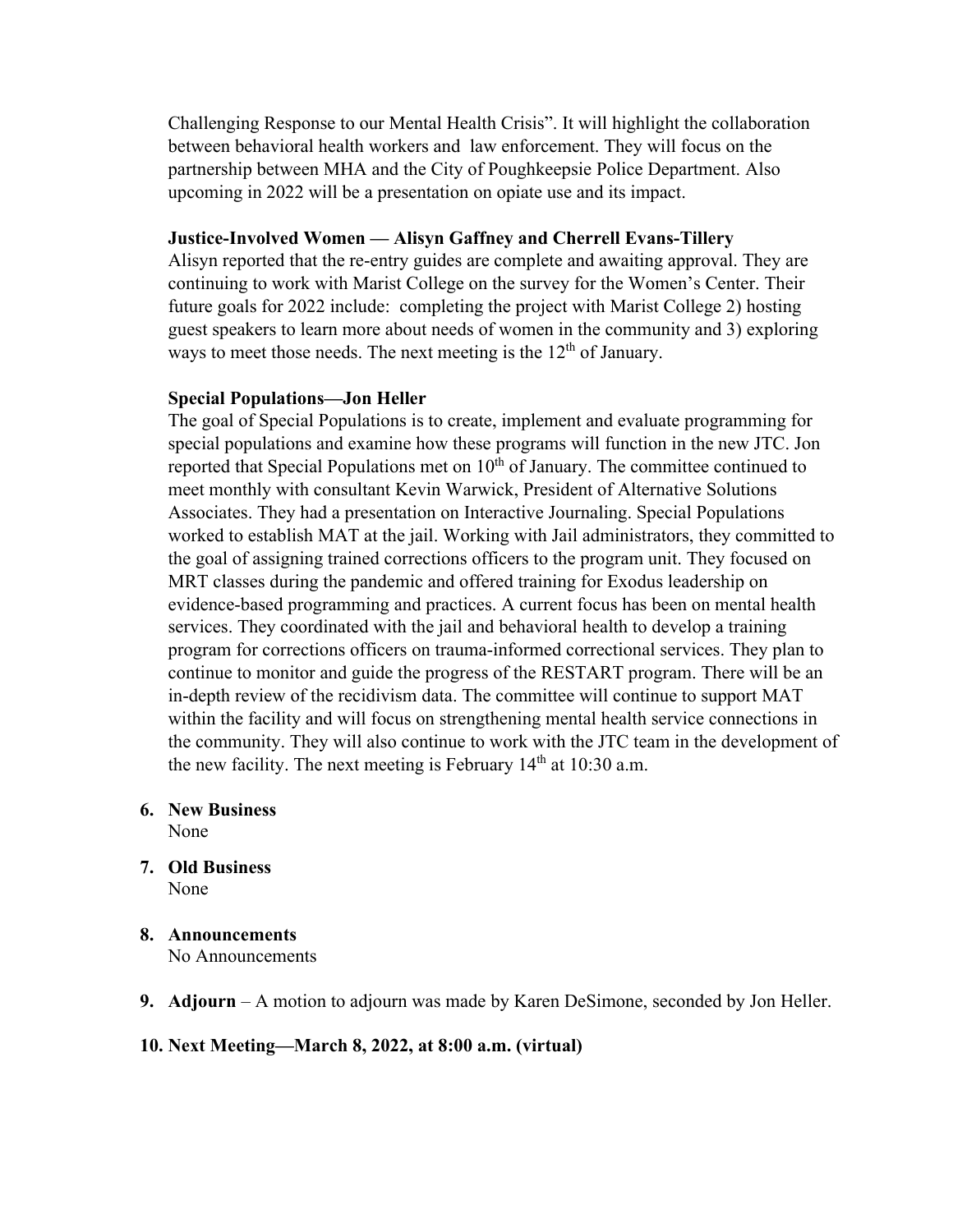Challenging Response to our Mental Health Crisis". It will highlight the collaboration between behavioral health workers and law enforcement. They will focus on the partnership between MHA and the City of Poughkeepsie Police Department. Also upcoming in 2022 will be a presentation on opiate use and its impact.

**Justice-Involved Women — Alisyn Gaffney and Cherrell Evans-Tillery**

Alisyn reported that the re-entry guides are complete and awaiting approval. They are continuing to work with Marist College on the survey for the Women's Center. Their future goals for 2022 include: completing the project with Marist College 2) hosting guest speakers to learn more about needs of women in the community and 3) exploring ways to meet those needs. The next meeting is the 12th of January.

**Special Populations—Jon Heller**

The goal of Special Populations is to create, implement and evaluate programming for special populations and examine how these programs will function in the new JTC. Jon reported that Special Populations met on 10th of January. The committee continued to meet monthly with consultant Kevin Warwick, President of Alternative Solutions Associates. They had a presentation on Interactive Journaling. Special Populations worked to establish MAT at the jail. Working with Jail administrators, they committed to the goal of assigning trained corrections officers to the program unit. They focused on MRT classes during the pandemic and offered training for Exodus leadership on evidence-based programming and practices. A current focus has been on mental health services. They coordinated with the jail and behavioral health to develop a training program for corrections officers on trauma-informed correctional services. They plan to continue to monitor and guide the progress of the RESTART program. There will be an in-depth review of the recidivism data. The committee will continue to support MAT within the facility and will focus on strengthening mental health service connections in the community. They will also continue to work with the JTC team in the development of the new facility. The next meeting is February 14th at 10:30 a.m.

6. **New Business**
   None
7. **Old Business**
   None
8. **Announcements**
   No Announcements
9. **Adjourn** – A motion to adjourn was made by Karen DeSimone, seconded by Jon Heller.
10. **Next Meeting—March 8, 2022, at 8:00 a.m. (virtual)**